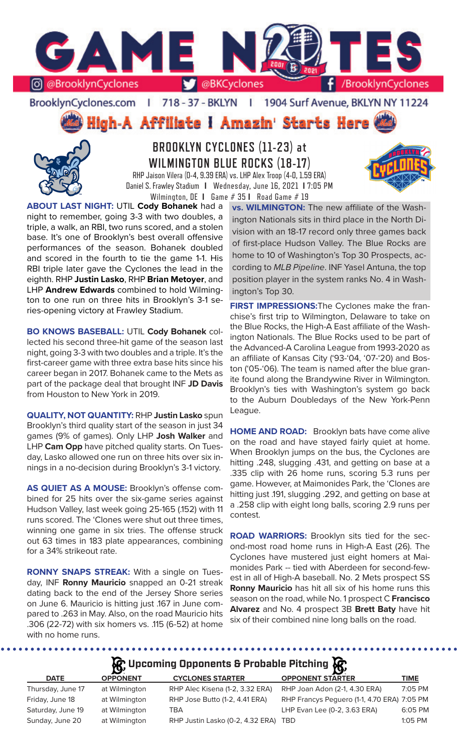# GAME NOTES

@BrooklynCyclones | @BKCyclones | /BrooklynCyclones

BrooklynCyclones.com | 718-37-BKLYN | 1904 Surf Avenue, BKLYN NY 11224

**High-A Affiliate | Amazin' Starts Here**

## BROOKLYN CYCLONES (11-23) at WILMINGTON BLUE ROCKS (18-17)

RHP Jaison Vilera (0-4, 9.39 ERA) vs. LHP Alex Troop (4-0, 1.59 ERA)
Daniel S. Frawley Stadium | Wednesday, June 16, 2021 | 7:05 PM
Wilmington, DE | Game # 35 | Road Game # 19

**ABOUT LAST NIGHT:** UTIL **Cody Bohanek** had a night to remember, going 3-3 with two doubles, a triple, a walk, an RBI, two runs scored, and a stolen base. It's one of Brooklyn's best overall offensive performances of the season. Bohanek doubled and scored in the fourth to tie the game 1-1. His RBI triple later gave the Cyclones the lead in the eighth. RHP **Justin Lasko**, RHP **Brian Metoyer**, and LHP **Andrew Edwards** combined to hold Wilmington to one run on three hits in Brooklyn's 3-1 series-opening victory at Frawley Stadium.

**BO KNOWS BASEBALL:** UTIL **Cody Bohanek** collected his second three-hit game of the season last night, going 3-3 with two doubles and a triple. It's the first-career game with three extra base hits since his career began in 2017. Bohanek came to the Mets as part of the package deal that brought INF **JD Davis** from Houston to New York in 2019.

**QUALITY, NOT QUANTITY:** RHP **Justin Lasko** spun Brooklyn's third quality start of the season in just 34 games (9% of games). Only LHP **Josh Walker** and LHP **Cam Opp** have pitched quality starts. On Tuesday, Lasko allowed one run on three hits over six innings in a no-decision during Brooklyn's 3-1 victory.

**AS QUIET AS A MOUSE:** Brooklyn's offense combined for 25 hits over the six-game series against Hudson Valley, last week going 25-165 (.152) with 11 runs scored. The 'Clones were shut out three times, winning one game in six tries. The offense struck out 63 times in 183 plate appearances, combining for a 34% strikeout rate.

**RONNY SNAPS STREAK:** With a single on Tuesday, INF **Ronny Mauricio** snapped an 0-21 streak dating back to the end of the Jersey Shore series on June 6. Mauricio is hitting just .167 in June compared to .263 in May. Also, on the road Mauricio hits .306 (22-72) with six homers vs. .115 (6-52) at home with no home runs.

**vs. WILMINGTON:** The new affiliate of the Washington Nationals sits in third place in the North Division with an 18-17 record only three games back of first-place Hudson Valley. The Blue Rocks are home to 10 of Washington's Top 30 Prospects, according to *MLB Pipeline*. INF Yasel Antuna, the top position player in the system ranks No. 4 in Washington's Top 30.

**FIRST IMPRESSIONS:** The Cyclones make the franchise's first trip to Wilmington, Delaware to take on the Blue Rocks, the High-A East affiliate of the Washington Nationals. The Blue Rocks used to be part of the Advanced-A Carolina League from 1993-2020 as an affiliate of Kansas City ('93-'04, '07-'20) and Boston ('05-'06). The team is named after the blue granite found along the Brandywine River in Wilmington. Brooklyn's ties with Washington's system go back to the Auburn Doubledays of the New York-Penn League.

**HOME AND ROAD:** Brooklyn bats have come alive on the road and have stayed fairly quiet at home. When Brooklyn jumps on the bus, the Cyclones are hitting .248, slugging .431, and getting on base at a .335 clip with 26 home runs, scoring 5.3 runs per game. However, at Maimonides Park, the 'Clones are hitting just .191, slugging .292, and getting on base at a .258 clip with eight long balls, scoring 2.9 runs per contest.

**ROAD WARRIORS:** Brooklyn sits tied for the second-most road home runs in High-A East (26). The Cyclones have mustered just eight homers at Maimonides Park -- tied with Aberdeen for second-fewest in all of High-A baseball. No. 2 Mets prospect SS **Ronny Mauricio** has hit all six of his home runs this season on the road, while No. 1 prospect C **Francisco Alvarez** and No. 4 prospect 3B **Brett Baty** have hit six of their combined nine long balls on the road.

## Upcoming Opponents & Probable Pitching

| DATE | OPPONENT | CYCLONES STARTER | OPPONENT STARTER | TIME |
|---|---|---|---|---|
| Thursday, June 17 | at Wilmington | RHP Alec Kisena (1-2, 3.32 ERA) | RHP Joan Adon (2-1, 4.30 ERA) | 7:05 PM |
| Friday, June 18 | at Wilmington | RHP Jose Butto (1-2, 4.41 ERA) | RHP Francys Peguero (1-1, 4.70 ERA) | 7:05 PM |
| Saturday, June 19 | at Wilmington | TBA | LHP Evan Lee (0-2, 3.63 ERA) | 6:05 PM |
| Sunday, June 20 | at Wilmington | RHP Justin Lasko (0-2, 4.32 ERA) | TBD | 1:05 PM |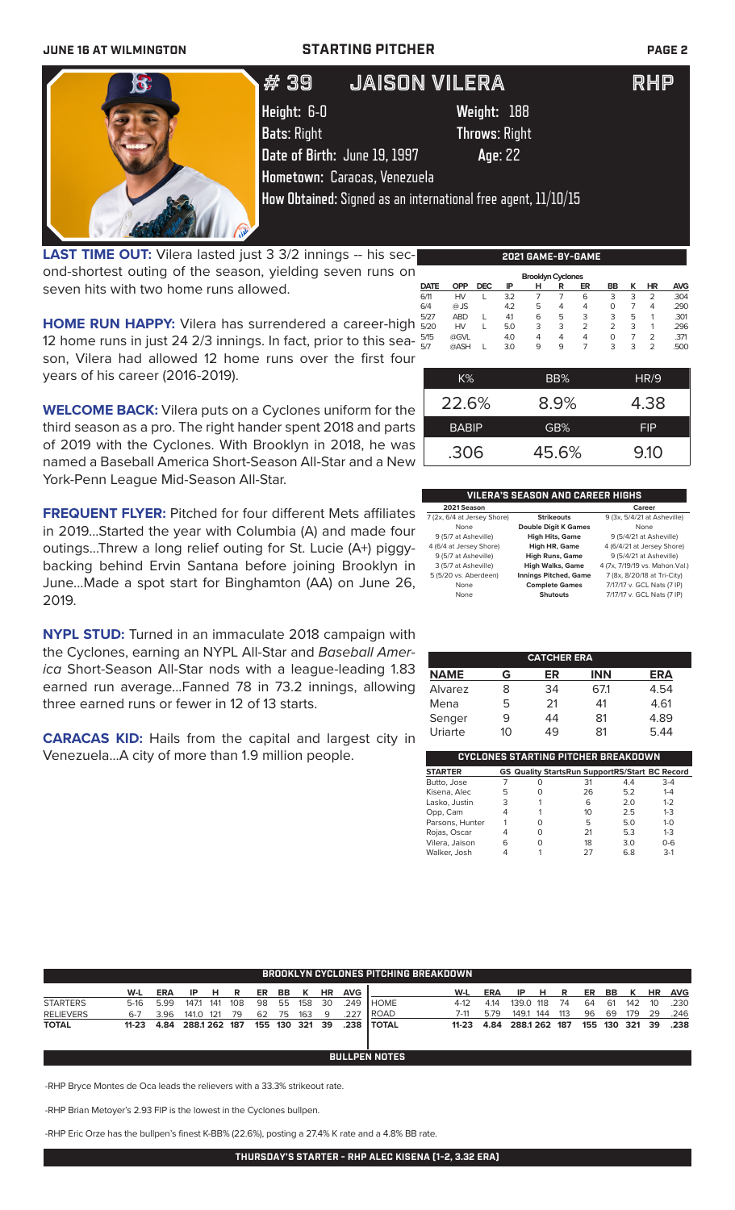JUNE 16 AT WILMINGTON — STARTING PITCHER

# #39 JAISON VILERA — RHP

Height: 6-0 Weight: 188
Bats: Right Throws: Right
Date of Birth: June 19, 1997 Age: 22
Hometown: Caracas, Venezuela
How Obtained: Signed as an international free agent, 11/10/15

**LAST TIME OUT:** Vilera lasted just 3 3/2 innings -- his second-shortest outing of the season, yielding seven runs on seven hits with two home runs allowed.

**HOME RUN HAPPY:** Vilera has surrendered a career-high 12 home runs in just 24 2/3 innings. In fact, prior to this season, Vilera had allowed 12 home runs over the first four years of his career (2016-2019).

**WELCOME BACK:** Vilera puts on a Cyclones uniform for the third season as a pro. The right hander spent 2018 and parts of 2019 with the Cyclones. With Brooklyn in 2018, he was named a Baseball America Short-Season All-Star and a New York-Penn League Mid-Season All-Star.

**FREQUENT FLYER:** Pitched for four different Mets affiliates in 2019...Started the year with Columbia (A) and made four outings...Threw a long relief outing for St. Lucie (A+) piggy-backing behind Ervin Santana before joining Brooklyn in June...Made a spot start for Binghamton (AA) on June 26, 2019.

**NYPL STUD:** Turned in an immaculate 2018 campaign with the Cyclones, earning an NYPL All-Star and *Baseball America* Short-Season All-Star nods with a league-leading 1.83 earned run average...Fanned 78 in 73.2 innings, allowing three earned runs or fewer in 12 of 13 starts.

**CARACAS KID:** Hails from the capital and largest city in Venezuela...A city of more than 1.9 million people.

## 2021 GAME-BY-GAME

Brooklyn Cyclones

| DATE | OPP | DEC | IP | H | R | ER | BB | K | HR | AVG |
|---|---|---|---|---|---|---|---|---|---|---|
| 6/11 | HV | L | 3.2 | 7 | 7 | 6 | 3 | 3 | 2 | .304 |
| 6/4 | @ JS | | 4.2 | 5 | 4 | 4 | 0 | 7 | 4 | .290 |
| 5/27 | ABD | L | 4.1 | 6 | 5 | 3 | 3 | 5 | 1 | .301 |
| 5/20 | HV | L | 5.0 | 3 | 3 | 2 | 2 | 3 | 1 | .296 |
| 5/15 | @GVL | | 4.0 | 4 | 4 | 4 | 0 | 7 | 2 | .371 |
| 5/7 | @ASH | L | 3.0 | 9 | 9 | 7 | 3 | 3 | 2 | .500 |

| K% | BB% | HR/9 |
|---|---|---|
| 22.6% | 8.9% | 4.38 |
| **BABIP** | **GB%** | **FIP** |
| .306 | 45.6% | 9.10 |

## VILERA'S SEASON AND CAREER HIGHS

| 2021 Season | | Career |
|---|---|---|
| 7 (2x, 6/4 at Jersey Shore) | Strikeouts | 9 (3x, 5/4/21 at Asheville) |
| None | Double Digit K Games | None |
| 9 (5/7 at Asheville) | High Hits, Game | 9 (5/4/21 at Asheville) |
| 4 (6/4 at Jersey Shore) | High HR, Game | 4 (6/4/21 at Jersey Shore) |
| 9 (5/7 at Asheville) | High Runs, Game | 9 (5/4/21 at Asheville) |
| 3 (5/7 at Asheville) | High Walks, Game | 4 (7x, 7/19/19 vs. Mahon.Val.) |
| 5 (5/20 vs. Aberdeen) | Innings Pitched, Game | 7 (8x, 8/20/18 at Tri-City) |
| None | Complete Games | 7/17/17 v. GCL Nats (7 IP) |
| None | Shutouts | 7/17/17 v. GCL Nats (7 IP) |

## CATCHER ERA

| NAME | G | ER | INN | ERA |
|---|---|---|---|---|
| Alvarez | 8 | 34 | 67.1 | 4.54 |
| Mena | 5 | 21 | 41 | 4.61 |
| Senger | 9 | 44 | 81 | 4.89 |
| Uriarte | 10 | 49 | 81 | 5.44 |

## CYCLONES STARTING PITCHER BREAKDOWN

| STARTER | GS | Quality Starts | Run Support | RS/Start | BC Record |
|---|---|---|---|---|---|
| Butto, Jose | 7 | 0 | 31 | 4.4 | 3-4 |
| Kisena, Alec | 5 | 0 | 26 | 5.2 | 1-4 |
| Lasko, Justin | 3 | 1 | 6 | 2.0 | 1-2 |
| Opp, Cam | 4 | 1 | 10 | 2.5 | 1-3 |
| Parsons, Hunter | 1 | 0 | 5 | 5.0 | 1-0 |
| Rojas, Oscar | 4 | 0 | 21 | 5.3 | 1-3 |
| Vilera, Jaison | 6 | 0 | 18 | 3.0 | 0-6 |
| Walker, Josh | 4 | 1 | 27 | 6.8 | 3-1 |

## BROOKLYN CYCLONES PITCHING BREAKDOWN

| | W-L | ERA | IP | H | R | ER | BB | K | HR | AVG | | W-L | ERA | IP | H | R | ER | BB | K | HR | AVG |
|---|---|---|---|---|---|---|---|---|---|---|---|---|---|---|---|---|---|---|---|---|---|
| STARTERS | 5-16 | 5.99 | 147.1 | 141 | 108 | 98 | 55 | 158 | 30 | .249 | HOME | 4-12 | 4.14 | 139.0 | 118 | 74 | 64 | 61 | 142 | 10 | .230 |
| RELIEVERS | 6-7 | 3.96 | 141.0 | 121 | 79 | 62 | 75 | 163 | 9 | .227 | ROAD | 7-11 | 5.79 | 149.1 | 144 | 113 | 96 | 69 | 179 | 29 | .246 |
| TOTAL | 11-23 | 4.84 | 288.1 | 262 | 187 | 155 | 130 | 321 | 39 | .238 | TOTAL | 11-23 | 4.84 | 288.1 | 262 | 187 | 155 | 130 | 321 | 39 | .238 |

## BULLPEN NOTES

-RHP Bryce Montes de Oca leads the relievers with a 33.3% strikeout rate.

-RHP Brian Metoyer's 2.93 FIP is the lowest in the Cyclones bullpen.

-RHP Eric Orze has the bullpen's finest K-BB% (22.6%), posting a 27.4% K rate and a 4.8% BB rate.

**THURSDAY'S STARTER - RHP ALEC KISENA (1-2, 3.32 ERA)**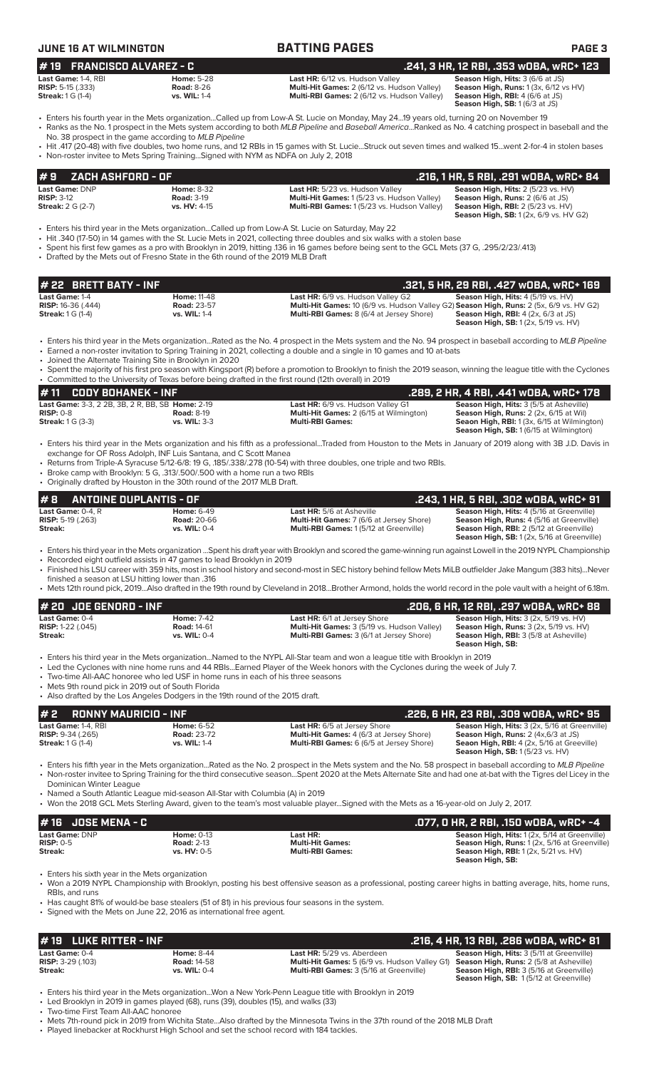## JUNE 16 AT WILMINGTON — BATTING PAGES

### # 19 FRANCISCO ALVAREZ - C — .241, 3 HR, 12 RBI, .353 wOBA, wRC+ 123

**Last Game:** 1-4, RBI
**RISP:** 5-15 (.333)
**Streak:** 1 G (1-4)

**Home:** 5-28
**Road:** 8-26
**vs. WIL:** 1-4

**Last HR:** 6/12 vs. Hudson Valley
**Multi-Hit Games:** 2 (6/12 vs. Hudson Valley)
**Multi-RBI Games:** 2 (6/12 vs. Hudson Valley)

**Season High, Hits:** 3 (6/6 at JS)
**Season High, Runs:** 1 (3x, 6/12 vs HV)
**Season High, RBI:** 4 (6/6 at JS)
**Season High, SB:** 1 (6/3 at JS)

- Enters his fourth year in the Mets organization...Called up from Low-A St. Lucie on Monday, May 24...19 years old, turning 20 on November 19
- Ranks as the No. 1 prospect in the Mets system according to both *MLB Pipeline* and *Baseball America*...Ranked as No. 4 catching prospect in baseball and the No. 38 prospect in the game according to *MLB Pipeline*
- Hit .417 (20-48) with five doubles, two home runs, and 12 RBIs in 15 games with St. Lucie...Struck out seven times and walked 15...went 2-for-4 in stolen bases
- Non-roster invitee to Mets Spring Training...Signed with NYM as NDFA on July 2, 2018

### # 9 ZACH ASHFORD - OF — .216, 1 HR, 5 RBI, .291 wOBA, wRC+ 84

**Last Game:** DNP
**RISP:** 3-12
**Streak:** 2 G (2-7)

**Home:** 8-32
**Road:** 3-19
**vs. HV:** 4-15

**Last HR:** 5/23 vs. Hudson Valley
**Multi-Hit Games:** 1 (5/23 vs. Hudson Valley)
**Multi-RBI Games:** 1 (5/23 vs. Hudson Valley)

**Season High, Hits:** 2 (5/23 vs. HV)
**Season High, Runs:** 2 (6/6 at JS)
**Season High, RBI:** 2 (5/23 vs. HV)
**Season High, SB:** 1 (2x, 6/9 vs. HV G2)

- Enters his third year in the Mets organization...Called up from Low-A St. Lucie on Saturday, May 22
- Hit .340 (17-50) in 14 games with the St. Lucie Mets in 2021, collecting three doubles and six walks with a stolen base
- Spent his first few games as a pro with Brooklyn in 2019, hitting .136 in 16 games before being sent to the GCL Mets (37 G, .295/2/23/.413)
- Drafted by the Mets out of Fresno State in the 6th round of the 2019 MLB Draft

### # 22 BRETT BATY - INF — .321, 5 HR, 29 RBI, .427 wOBA, wRC+ 169

**Last Game:** 1-4
**RISP:** 16-36 (.444)
**Streak:** 1 G (1-4)

**Home:** 11-48
**Road:** 23-57
**vs. WIL:** 1-4

**Last HR:** 6/9 vs. Hudson Valley G2
**Multi-Hit Games:** 10 (6/9 vs. Hudson Valley G2)
**Multi-RBI Games:** 8 (6/4 at Jersey Shore)

**Season High, Hits:** 4 (5/19 vs. HV)
**Season High, Runs:** 2 (5x, 6/9 vs. HV G2)
**Season High, RBI:** 4 (2x, 6/3 at JS)
**Season High, SB:** 1 (2x, 5/19 vs. HV)

- Enters his third year in the Mets organization...Rated as the No. 4 prospect in the Mets system and the No. 94 prospect in baseball according to *MLB Pipeline*
- Earned a non-roster invitation to Spring Training in 2021, collecting a double and a single in 10 games and 10 at-bats
- Joined the Alternate Training Site in Brooklyn in 2020
- Spent the majority of his first pro season with Kingsport (R) before a promotion to Brooklyn to finish the 2019 season, winning the league title with the Cyclones
- Committed to the University of Texas before being drafted in the first round (12th overall) in 2019

### # 11 CODY BOHANEK - INF — .289, 2 HR, 4 RBI, .441 wOBA, wRC+ 178

**Last Game:** 3-3, 2 2B, 3B, 2 R, BB, SB
**RISP:** 0-8
**Streak:** 1 G (3-3)

**Home:** 2-19
**Road:** 8-19
**vs. WIL:** 3-3

**Last HR:** 6/9 vs. Hudson Valley G1
**Multi-Hit Games:** 2 (6/15 at Wilmington)
**Multi-RBI Games:**

**Season High, Hits:** 3 (5/5 at Asheville)
**Season High, Runs:** 2 (2x, 6/15 at Wil)
**Seaon High, RBI:** 1 (3x, 6/15 at Wilmington)
**Season High, SB:** 1 (6/15 at Wilmington)

- Enters his third year in the Mets organization and his fifth as a professional...Traded from Houston to the Mets in January of 2019 along with 3B J.D. Davis in exchange for OF Ross Adolph, INF Luis Santana, and C Scott Manea
- Returns from Triple-A Syracuse 5/12-6/8: 19 G, .185/.338/.278 (10-54) with three doubles, one triple and two RBIs.
- Broke camp with Brooklyn: 5 G, .313/.500/.500 with a home run a two RBIs
- Originally drafted by Houston in the 30th round of the 2017 MLB Draft.

### # 8 ANTOINE DUPLANTIS - OF — .243, 1 HR, 5 RBI, .302 wOBA, wRC+ 91

**Last Game:** 0-4, R
**RISP:** 5-19 (.263)
**Streak:**

**Home:** 6-49
**Road:** 20-66
**vs. WIL:** 0-4

**Last HR:** 5/6 at Asheville
**Multi-Hit Games:** 7 (6/6 at Jersey Shore)
**Multi-RBI Games:** 1 (5/12 at Greenville)

**Season High, Hits:** 4 (5/16 at Greenville)
**Season High, Runs:** 4 (5/16 at Greenville)
**Season High, RBI:** 2 (5/12 at Greenville)
**Season High, SB:** 1 (2x, 5/16 at Greenville)

- Enters his third year in the Mets organization ...Spent his draft year with Brooklyn and scored the game-winning run against Lowell in the 2019 NYPL Championship
- Recorded eight outfield assists in 47 games to lead Brooklyn in 2019
- Finished his LSU career with 359 hits, most in school history and second-most in SEC history behind fellow Mets MiLB outfielder Jake Mangum (383 hits)...Never finished a season at LSU hitting lower than .316
- Mets 12th round pick, 2019...Also drafted in the 19th round by Cleveland in 2018...Brother Armond, holds the world record in the pole vault with a height of 6.18m.

### # 20 JOE GENORD - INF — .206, 6 HR, 12 RBI, .297 wOBA, wRC+ 88

**Last Game:** 0-4
**RISP:** 1-22 (.045)
**Streak:**

**Home:** 7-42
**Road:** 14-61
**vs. WIL:** 0-4

**Last HR:** 6/1 at Jersey Shore
**Multi-Hit Games:** 3 (5/19 vs. Hudson Valley)
**Multi-RBI Games:** 3 (6/1 at Jersey Shore)

**Season High, Hits:** 3 (2x, 5/19 vs. HV)
**Season High, Runs:** 3 (2x, 5/19 vs. HV)
**Season High, RBI:** 3 (5/8 at Asheville)
**Season High, SB:**

- Enters his third year in the Mets organization...Named to the NYPL All-Star team and won a league title with Brooklyn in 2019
- Led the Cyclones with nine home runs and 44 RBIs...Earned Player of the Week honors with the Cyclones during the week of July 7.
- Two-time All-AAC honoree who led USF in home runs in each of his three seasons
- Mets 9th round pick in 2019 out of South Florida
- Also drafted by the Los Angeles Dodgers in the 19th round of the 2015 draft.

### # 2 RONNY MAURICIO - INF — .226, 6 HR, 23 RBI, .309 wOBA, wRC+ 95

**Last Game:** 1-4, RBI
**RISP:** 9-34 (.265)
**Streak:** 1 G (1-4)

**Home:** 6-52
**Road:** 23-72
**vs. WIL:** 1-4

**Last HR:** 6/5 at Jersey Shore
**Multi-Hit Games:** 4 (6/3 at Jersey Shore)
**Multi-RBI Games:** 6 (6/5 at Jersey Shore)

**Season High, Hits:** 3 (2x, 5/16 at Greenville)
**Season High, Runs:** 2 (4x,6/3 at JS)
**Seaon High, RBI:** 4 (2x, 5/16 at Greeville)
**Season High, SB:** 1 (5/23 vs. HV)

- Enters his fifth year in the Mets organization...Rated as the No. 2 prospect in the Mets system and the No. 58 prospect in baseball according to *MLB Pipeline*
- Non-roster invitee to Spring Training for the third consecutive season...Spent 2020 at the Mets Alternate Site and had one at-bat with the Tigres del Licey in the Dominican Winter League
- Named a South Atlantic League mid-season All-Star with Columbia (A) in 2019
- Won the 2018 GCL Mets Sterling Award, given to the team's most valuable player...Signed with the Mets as a 16-year-old on July 2, 2017.

### # 16 JOSE MENA - C — .077, 0 HR, 2 RBI, .150 wOBA, wRC+ -4

**Last Game:** DNP
**RISP:** 0-5
**Streak:**

**Home:** 0-13
**Road:** 2-13
**vs. HV:** 0-5

**Last HR:**
**Multi-Hit Games:**
**Multi-RBI Games:**

**Season High, Hits:** 1 (2x, 5/14 at Greenville)
**Season High, Runs:** 1 (2x, 5/16 at Greenville)
**Season High, RBI:** 1 (2x, 5/21 vs. HV)
**Season High, SB:**

- Enters his sixth year in the Mets organization
- Won a 2019 NYPL Championship with Brooklyn, posting his best offensive season as a professional, posting career highs in batting average, hits, home runs, RBIs, and runs
- Has caught 81% of would-be base stealers (51 of 81) in his previous four seasons in the system.
- Signed with the Mets on June 22, 2016 as international free agent.

### # 19 LUKE RITTER - INF — .216, 4 HR, 13 RBI, .286 wOBA, wRC+ 81

**Last Game:** 0-4
**RISP:** 3-29 (.103)
**Streak:**

**Home:** 8-44
**Road:** 14-58
**vs. WIL:** 0-4

**Last HR:** 5/29 vs. Aberdeen
**Multi-Hit Games:** 5 (6/9 vs. Hudson Valley G1)
**Multi-RBI Games:** 3 (5/16 at Greenville)

**Season High, Hits:** 3 (5/11 at Greenville)
**Season High, Runs:** 2 (5/8 at Asheville)
**Season High, RBI:** 3 (5/16 at Greenville)
**Season High, SB:** 1 (5/12 at Greenville)

- Enters his third year in the Mets organization...Won a New York-Penn League title with Brooklyn in 2019
- Led Brooklyn in 2019 in games played (68), runs (39), doubles (15), and walks (33)
- Two-time First Team All-AAC honoree
- Mets 7th-round pick in 2019 from Wichita State...Also drafted by the Minnesota Twins in the 37th round of the 2018 MLB Draft
- Played linebacker at Rockhurst High School and set the school record with 184 tackles.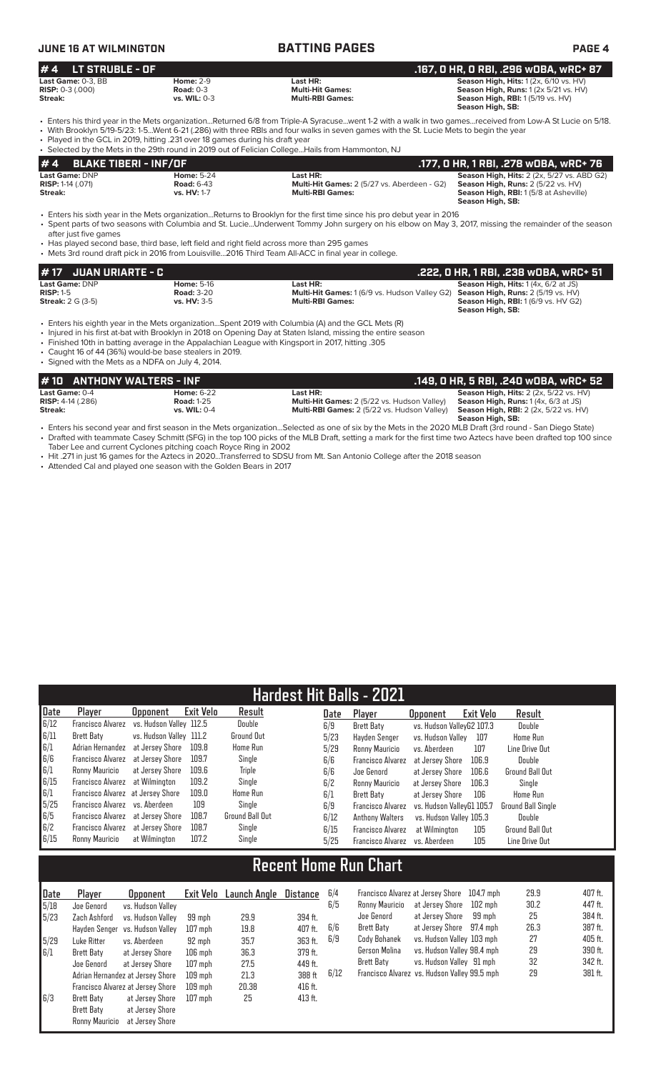## #4 LT STRUBLE - OF — .167, 0 HR, 0 RBI, .296 wOBA, wRC+ 87

**Last Game:** 0-3, BB
**RISP:** 0-3 (.000)
**Streak:**

**Home:** 2-9
**Road:** 0-3
**vs. WIL:** 0-3

**Last HR:**
**Multi-Hit Games:**
**Multi-RBI Games:**

**Season High, Hits:** 1 (2x, 6/10 vs. HV)
**Season High, Runs:** 1 (2x 5/21 vs. HV)
**Season High, RBI:** 1 (5/19 vs. HV)
**Season High, SB:**

- Enters his third year in the Mets organization...Returned 6/8 from Triple-A Syracuse...went 1-2 with a walk in two games...received from Low-A St Lucie on 5/18.
- With Brooklyn 5/19-5/23: 1-5...Went 6-21 (.286) with three RBIs and four walks in seven games with the St. Lucie Mets to begin the year
- Played in the GCL in 2019, hitting .231 over 18 games during his draft year
- Selected by the Mets in the 29th round in 2019 out of Felician College...Hails from Hammonton, NJ

## #4 BLAKE TIBERI - INF/OF — .177, 0 HR, 1 RBI, .278 wOBA, wRC+ 76

**Last Game:** DNP
**RISP:** 1-14 (.071)
**Streak:**

**Home:** 5-24
**Road:** 6-43
**vs. HV:** 1-7

**Last HR:**
**Multi-Hit Games:** 2 (5/27 vs. Aberdeen - G2)
**Multi-RBI Games:**

**Season High, Hits:** 2 (2x, 5/27 vs. ABD G2)
**Season High, Runs:** 2 (5/22 vs. HV)
**Season High, RBI:** 1 (5/8 at Asheville)
**Season High, SB:**

- Enters his sixth year in the Mets organization...Returns to Brooklyn for the first time since his pro debut year in 2016
- Spent parts of two seasons with Columbia and St. Lucie...Underwent Tommy John surgery on his elbow on May 3, 2017, missing the remainder of the season after just five games
- Has played second base, third base, left field and right field across more than 295 games
- Mets 3rd round draft pick in 2016 from Louisville...2016 Third Team All-ACC in final year in college.

## #17 JUAN URIARTE - C — .222, 0 HR, 1 RBI, .238 wOBA, wRC+ 51

**Last Game:** DNP
**RISP:** 1-5
**Streak:** 2 G (3-5)

**Home:** 5-16
**Road:** 3-20
**vs. HV:** 3-5

**Last HR:**
**Multi-Hit Games:** 1 (6/9 vs. Hudson Valley G2)
**Multi-RBI Games:**

**Season High, Hits:** 1 (4x, 6/2 at JS)
**Season High, Runs:** 2 (5/19 vs. HV)
**Season High, RBI:** 1 (6/9 vs. HV G2)
**Season High, SB:**

- Enters his eighth year in the Mets organization...Spent 2019 with Columbia (A) and the GCL Mets (R)
- Injured in his first at-bat with Brooklyn in 2018 on Opening Day at Staten Island, missing the entire season
- Finished 10th in batting average in the Appalachian League with Kingsport in 2017, hitting .305
- Caught 16 of 44 (36%) would-be base stealers in 2019.
- Signed with the Mets as a NDFA on July 4, 2014.

## #10 ANTHONY WALTERS - INF — .149, 0 HR, 5 RBI, .240 wOBA, wRC+ 52

**Last Game:** 0-4
**RISP:** 4-14 (.286)
**Streak:**

**Home:** 6-22
**Road:** 1-25
**vs. WIL:** 0-4

**Last HR:**
**Multi-Hit Games:** 2 (5/22 vs. Hudson Valley)
**Multi-RBI Games:** 2 (5/22 vs. Hudson Valley)

**Season High, Hits:** 2 (2x, 5/22 vs. HV)
**Season High, Runs:** 1 (4x, 6/3 at JS)
**Season High, RBI:** 2 (2x, 5/22 vs. HV)
**Season High, SB:**

- Enters his second year and first season in the Mets organization...Selected as one of six by the Mets in the 2020 MLB Draft (3rd round - San Diego State)
- Drafted with teammate Casey Schmitt (SFG) in the top 100 picks of the MLB Draft, setting a mark for the first time two Aztecs have been drafted top 100 since Taber Lee and current Cyclones pitching coach Royce Ring in 2002
- Hit .271 in just 16 games for the Aztecs in 2020...Transferred to SDSU from Mt. San Antonio College after the 2018 season
- Attended Cal and played one season with the Golden Bears in 2017

## Hardest Hit Balls - 2021

| Date | Player | Opponent | Exit Velo | Result |
|---|---|---|---|---|
| 6/12 | Francisco Alvarez | vs. Hudson Valley | 112.5 | Double |
| 6/11 | Brett Baty | vs. Hudson Valley | 111.2 | Ground Out |
| 6/1 | Adrian Hernandez | at Jersey Shore | 109.8 | Home Run |
| 6/6 | Francisco Alvarez | at Jersey Shore | 109.7 | Single |
| 6/1 | Ronny Mauricio | at Jersey Shore | 109.6 | Triple |
| 6/15 | Francisco Alvarez | at Wilmington | 109.2 | Single |
| 6/1 | Francisco Alvarez | at Jersey Shore | 109.0 | Home Run |
| 5/25 | Francisco Alvarez | vs. Aberdeen | 109 | Single |
| 6/5 | Francisco Alvarez | at Jersey Shore | 108.7 | Ground Ball Out |
| 6/2 | Francisco Alvarez | at Jersey Shore | 108.7 | Single |
| 6/15 | Ronny Mauricio | at Wilmington | 107.2 | Single |
| 6/9 | Brett Baty | vs. Hudson Valley G2 | 107.3 | Double |
| 5/23 | Hayden Senger | vs. Hudson Valley | 107 | Home Run |
| 5/29 | Ronny Mauricio | vs. Aberdeen | 107 | Line Drive Out |
| 6/6 | Francisco Alvarez | at Jersey Shore | 106.9 | Double |
| 6/6 | Joe Genord | at Jersey Shore | 106.6 | Ground Ball Out |
| 6/2 | Ronny Mauricio | at Jersey Shore | 106.3 | Single |
| 6/1 | Brett Baty | at Jersey Shore | 106 | Home Run |
| 6/9 | Francisco Alvarez | vs. Hudson Valley G1 | 105.7 | Ground Ball Single |
| 6/12 | Anthony Walters | vs. Hudson Valley | 105.3 | Double |
| 6/15 | Francisco Alvarez | at Wilmington | 105 | Ground Ball Out |
| 5/25 | Francisco Alvarez | vs. Aberdeen | 105 | Line Drive Out |

## Recent Home Run Chart

| Date | Player | Opponent | Exit Velo | Launch Angle | Distance |
|---|---|---|---|---|---|
| 5/18 | Joe Genord | vs. Hudson Valley | | | |
| 5/23 | Zach Ashford | vs. Hudson Valley | 99 mph | 29.9 | 394 ft. |
| | Hayden Senger | vs. Hudson Valley | 107 mph | 19.8 | 407 ft. |
| 5/29 | Luke Ritter | vs. Aberdeen | 92 mph | 35.7 | 363 ft. |
| 6/1 | Brett Baty | at Jersey Shore | 106 mph | 36.3 | 379 ft. |
| | Joe Genord | at Jersey Shore | 107 mph | 27.5 | 449 ft. |
| | Adrian Hernandez | at Jersey Shore | 109 mph | 21.3 | 388 ft |
| | Francisco Alvarez | at Jersey Shore | 109 mph | 20.38 | 416 ft. |
| 6/3 | Brett Baty | at Jersey Shore | 107 mph | 25 | 413 ft. |
| | Brett Baty | at Jersey Shore | | | |
| | Ronny Mauricio | at Jersey Shore | | | |
| 6/4 | Francisco Alvarez | at Jersey Shore | 104.7 mph | 29.9 | 407 ft. |
| 6/5 | Ronny Mauricio | at Jersey Shore | 102 mph | 30.2 | 447 ft. |
| | Joe Genord | at Jersey Shore | 99 mph | 25 | 384 ft. |
| 6/6 | Brett Baty | at Jersey Shore | 97.4 mph | 26.3 | 387 ft. |
| 6/9 | Cody Bohanek | vs. Hudson Valley | 103 mph | 27 | 405 ft. |
| | Gerson Molina | vs. Hudson Valley | 98.4 mph | 29 | 390 ft. |
| | Brett Baty | vs. Hudson Valley | 91 mph | 32 | 342 ft. |
| 6/12 | Francisco Alvarez | vs. Hudson Valley | 99.5 mph | 29 | 381 ft. |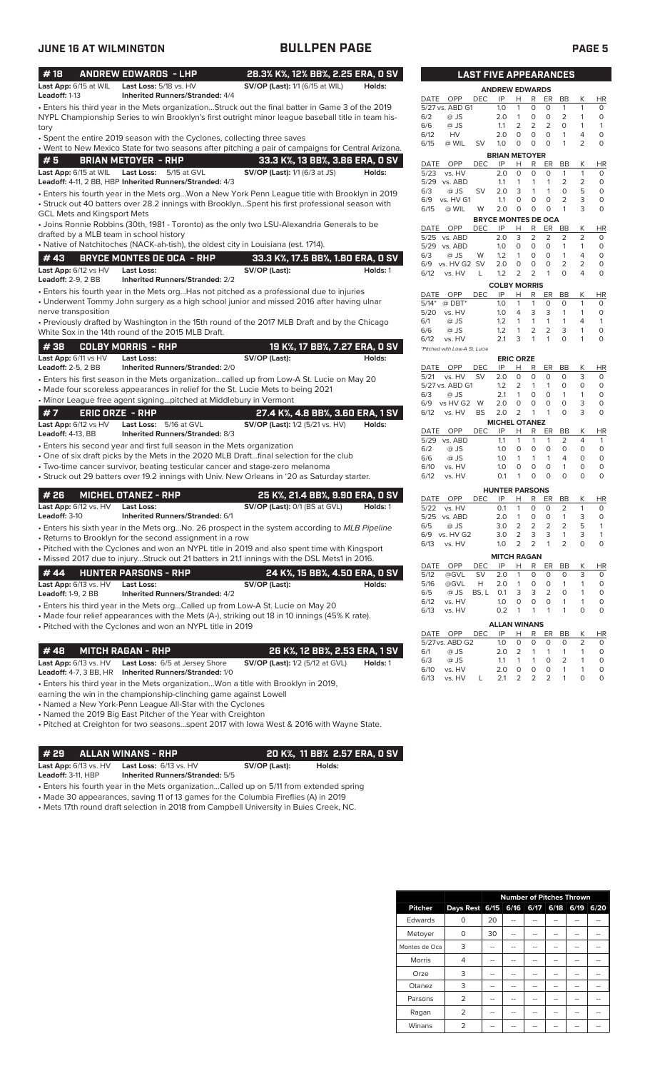# JUNE 16 AT WILMINGTON — BULLPEN PAGE

## # 18 ANDREW EDWARDS - LHP — 28.3% K%, 12% BB%, 2.25 ERA, 0 SV

**Last App:** 6/15 at WIL **Last Loss:** 5/18 vs. HV **SV/OP (Last):** 1/1 (6/15 at WIL) **Holds:**
**Leadoff:** 1-13 **Inherited Runners/Stranded:** 4/4

- Enters his third year in the Mets organization...Struck out the final batter in Game 3 of the 2019 NYPL Championship Series to win Brooklyn's first outright minor league baseball title in team history
- Spent the entire 2019 season with the Cyclones, collecting three saves
- Went to New Mexico State for two seasons after pitching a pair of campaigns for Central Arizona.

## # 5 BRIAN METOYER - RHP — 33.3 K%, 13 BB%, 3.86 ERA, 0 SV

**Last App:** 6/15 at WIL **Last Loss:** 5/15 at GVL **SV/OP (Last):** 1/1 (6/3 at JS) **Holds:**
**Leadoff:** 4-11, 2 BB, HBP **Inherited Runners/Stranded:** 4/3

- Enters his fourth year in the Mets org...Won a New York Penn League title with Brooklyn in 2019
- Struck out 40 batters over 28.2 innings with Brooklyn...Spent his first professional season with GCL Mets and Kingsport Mets
- Joins Ronnie Robbins (30th, 1981 - Toronto) as the only two LSU-Alexandria Generals to be drafted by a MLB team in school history
- Native of Natchitoches (NACK-ah-tish), the oldest city in Louisiana (est. 1714).

## # 43 BRYCE MONTES DE OCA - RHP — 33.3 K%, 17.5 BB%, 1.80 ERA, 0 SV

**Last App:** 6/12 vs HV **Last Loss:** **SV/OP (Last):** **Holds:** 1
**Leadoff:** 2-9, 2 BB **Inherited Runners/Stranded:** 2/2

- Enters his fourth year in the Mets org...Has not pitched as a professional due to injuries
- Underwent Tommy John surgery as a high school junior and missed 2016 after having ulnar nerve transposition
- Previously drafted by Washington in the 15th round of the 2017 MLB Draft and by the Chicago White Sox in the 14th round of the 2015 MLB Draft.

## # 38 COLBY MORRIS - RHP — 19 K%, 17 BB%, 7.27 ERA, 0 SV

**Last App:** 6/11 vs HV **Last Loss:** **SV/OP (Last):** **Holds:**
**Leadoff:** 2-5, 2 BB **Inherited Runners/Stranded:** 2/0

- Enters his first season in the Mets organization...called up from Low-A St. Lucie on May 20
- Made four scoreless appearances in relief for the St. Lucie Mets to being 2021
- Minor League free agent signing...pitched at Middlebury in Vermont

## # 7 ERIC ORZE - RHP — 27.4 K%, 4.8 BB%, 3.60 ERA, 1 SV

**Last App:** 6/12 vs HV **Last Loss:** 5/16 at GVL **SV/OP (Last):** 1/2 (5/21 vs. HV) **Holds:**
**Leadoff:** 4-13, BB **Inherited Runners/Stranded:** 8/3

- Enters his second year and first full season in the Mets organization
- One of six draft picks by the Mets in the 2020 MLB Draft...final selection for the club
- Two-time cancer survivor, beating testicular cancer and stage-zero melanoma
- Struck out 29 batters over 19.2 innings with Univ. New Orleans in '20 as Saturday starter.

## # 26 MICHEL OTANEZ - RHP — 25 K%, 21.4 BB%, 9.90 ERA, 0 SV

**Last App:** 6/12 vs. HV **Last Loss:** **SV/OP (Last):** 0/1 (BS at GVL) **Holds:** 1
**Leadoff:** 3-10 **Inherited Runners/Stranded:** 6/1

- Enters his sixth year in the Mets org...No. 26 prospect in the system according to *MLB Pipeline*
- Returns to Brooklyn for the second assignment in a row
- Pitched with the Cyclones and won an NYPL title in 2019 and also spent time with Kingsport
- Missed 2017 due to injury...Struck out 21 batters in 21.1 innings with the DSL Mets1 in 2016.

## # 44 HUNTER PARSONS - RHP — 24 K%, 15 BB%, 4.50 ERA, 0 SV

**Last App:** 6/13 vs. HV **Last Loss:** **SV/OP (Last):** **Holds:**
**Leadoff:** 1-9, 2 BB **Inherited Runners/Stranded:** 4/2

- Enters his third year in the Mets org...Called up from Low-A St. Lucie on May 20
- Made four relief appearances with the Mets (A-), striking out 18 in 10 innings (45% K rate).
- Pitched with the Cyclones and won an NYPL title in 2019

## # 48 MITCH RAGAN - RHP — 26 K%, 12 BB%, 2.53 ERA, 1 SV

**Last App:** 6/13 vs. HV **Last Loss:** 6/5 at Jersey Shore **SV/OP (Last):** 1/2 (5/12 at GVL) **Holds:** 1
**Leadoff:** 4-7, 3 BB, HR **Inherited Runners/Stranded:** 1/0

- Enters his third year in the Mets organization...Won a title with Brooklyn in 2019, earning the win in the championship-clinching game against Lowell
- Named a New York-Penn League All-Star with the Cyclones
- Named the 2019 Big East Pitcher of the Year with Creighton
- Pitched at Creighton for two seasons...spent 2017 with Iowa West & 2016 with Wayne State.

## # 29 ALLAN WINANS - RHP — 20 K%, 11 BB% 2.57 ERA, 0 SV

**Last App:** 6/13 vs. HV **Last Loss:** 6/13 vs. HV **SV/OP (Last):** **Holds:**
**Leadoff:** 3-11, HBP **Inherited Runners/Stranded:** 5/5

- Enters his fourth year in the Mets organization...Called up on 5/11 from extended spring
- Made 30 appearances, saving 11 of 13 games for the Columbia Fireflies (A) in 2019
- Mets 17th round draft selection in 2018 from Campbell University in Buies Creek, NC.

## LAST FIVE APPEARANCES

**ANDREW EDWARDS**

| DATE | OPP | DEC | IP | H | R | ER | BB | K | HR |
|---|---|---|---|---|---|---|---|---|---|
| 5/27 | vs. ABD G1 | | 1.0 | 1 | 0 | 0 | 1 | 1 | 0 |
| 6/2 | @ JS | | 2.0 | 1 | 0 | 0 | 2 | 1 | 0 |
| 6/6 | @ JS | | 1.1 | 2 | 2 | 2 | 0 | 1 | 1 |
| 6/12 | HV | | 2.0 | 0 | 0 | 0 | 1 | 4 | 0 |
| 6/15 | @ WIL | SV | 1.0 | 0 | 0 | 0 | 1 | 2 | 0 |

**BRIAN METOYER**

| DATE | OPP | DEC | IP | H | R | ER | BB | K | HR |
|---|---|---|---|---|---|---|---|---|---|
| 5/23 | vs. HV | | 2.0 | 0 | 0 | 0 | 1 | 1 | 0 |
| 5/29 | vs. ABD | | 1.1 | 1 | 1 | 1 | 2 | 2 | 0 |
| 6/3 | @ JS | SV | 2.0 | 3 | 1 | 1 | 0 | 5 | 0 |
| 6/9 | vs. HV G1 | | 1.1 | 0 | 0 | 0 | 2 | 3 | 0 |
| 6/15 | @ WIL | W | 2.0 | 0 | 0 | 0 | 1 | 3 | 0 |

**BRYCE MONTES DE OCA**

| DATE | OPP | DEC | IP | H | R | ER | BB | K | HR |
|---|---|---|---|---|---|---|---|---|---|
| 5/25 | vs. ABD | | 2.0 | 3 | 2 | 2 | 2 | 2 | 0 |
| 5/29 | vs. ABD | | 1.0 | 0 | 0 | 0 | 1 | 1 | 0 |
| 6/3 | @ JS | W | 1.2 | 1 | 0 | 0 | 1 | 4 | 0 |
| 6/9 | vs. HV G2 | SV | 2.0 | 0 | 0 | 0 | 2 | 2 | 0 |
| 6/12 | vs. HV | L | 1.2 | 2 | 2 | 1 | 0 | 4 | 0 |

**COLBY MORRIS**

| DATE | OPP | DEC | IP | H | R | ER | BB | K | HR |
|---|---|---|---|---|---|---|---|---|---|
| 5/14* | @ DBT* | | 1.0 | 1 | 1 | 0 | 0 | 1 | 0 |
| 5/20 | vs. HV | | 1.0 | 4 | 3 | 3 | 1 | 1 | 0 |
| 6/1 | @ JS | | 1.2 | 1 | 1 | 1 | 1 | 4 | 1 |
| 6/6 | @ JS | | 1.2 | 1 | 2 | 2 | 3 | 1 | 0 |
| 6/12 | vs. HV | | 2.1 | 3 | 1 | 1 | 0 | 1 | 0 |

*Pitched with Low-A St. Lucie

**ERIC ORZE**

| DATE | OPP | DEC | IP | H | R | ER | BB | K | HR |
|---|---|---|---|---|---|---|---|---|---|
| 5/21 | vs. HV | SV | 2.0 | 0 | 0 | 0 | 0 | 3 | 0 |
| 5/27 | vs. ABD G1 | | 1.2 | 2 | 1 | 1 | 0 | 0 | 0 |
| 6/3 | @ JS | | 2.1 | 1 | 0 | 0 | 1 | 1 | 0 |
| 6/9 | vs HV G2 | W | 2.0 | 0 | 0 | 0 | 0 | 3 | 0 |
| 6/12 | vs. HV | BS | 2.0 | 2 | 1 | 1 | 0 | 3 | 0 |

**MICHEL OTANEZ**

| DATE | OPP | DEC | IP | H | R | ER | BB | K | HR |
|---|---|---|---|---|---|---|---|---|---|
| 5/29 | vs. ABD | | 1.1 | 1 | 1 | 1 | 2 | 4 | 1 |
| 6/2 | @ JS | | 1.0 | 0 | 0 | 0 | 0 | 0 | 0 |
| 6/6 | @ JS | | 1.0 | 1 | 1 | 1 | 4 | 0 | 0 |
| 6/10 | vs. HV | | 1.0 | 0 | 0 | 0 | 1 | 0 | 0 |
| 6/12 | vs. HV | | 0.1 | 1 | 0 | 0 | 0 | 0 | 0 |

**HUNTER PARSONS**

| DATE | OPP | DEC | IP | H | R | ER | BB | K | HR |
|---|---|---|---|---|---|---|---|---|---|
| 5/22 | vs. HV | | 0.1 | 1 | 0 | 0 | 2 | 1 | 0 |
| 5/25 | vs. ABD | | 2.0 | 1 | 0 | 0 | 1 | 3 | 0 |
| 6/5 | @ JS | | 3.0 | 2 | 2 | 2 | 2 | 5 | 1 |
| 6/9 | vs. HV G2 | | 3.0 | 2 | 3 | 3 | 1 | 3 | 1 |
| 6/13 | vs. HV | | 1.0 | 2 | 2 | 1 | 2 | 0 | 0 |

**MITCH RAGAN**

| DATE | OPP | DEC | IP | H | R | ER | BB | K | HR |
|---|---|---|---|---|---|---|---|---|---|
| 5/12 | @GVL | SV | 2.0 | 1 | 0 | 0 | 0 | 3 | 0 |
| 5/16 | @GVL | H | 2.0 | 1 | 0 | 0 | 1 | 1 | 0 |
| 6/5 | @ JS | BS, L | 0.1 | 3 | 3 | 2 | 0 | 1 | 0 |
| 6/12 | vs. HV | | 1.0 | 0 | 0 | 0 | 1 | 1 | 0 |
| 6/13 | vs. HV | | 0.2 | 1 | 1 | 1 | 1 | 0 | 0 |

**ALLAN WINANS**

| DATE | OPP | DEC | IP | H | R | ER | BB | K | HR |
|---|---|---|---|---|---|---|---|---|---|
| 5/27 | vs. ABD G2 | | 1.0 | 0 | 0 | 0 | 0 | 2 | 0 |
| 6/1 | @ JS | | 2.0 | 2 | 1 | 1 | 1 | 1 | 0 |
| 6/3 | @ JS | | 1.1 | 1 | 1 | 0 | 2 | 1 | 0 |
| 6/10 | vs. HV | | 2.0 | 0 | 0 | 0 | 1 | 1 | 0 |
| 6/13 | vs. HV | L | 2.1 | 2 | 2 | 2 | 1 | 0 | 0 |

## Number of Pitches Thrown

| Pitcher | Days Rest | 6/15 | 6/16 | 6/17 | 6/18 | 6/19 | 6/20 |
|---|---|---|---|---|---|---|---|
| Edwards | 0 | 20 | -- | -- | -- | -- | -- |
| Metoyer | 0 | 30 | -- | -- | -- | -- | -- |
| Montes de Oca | 3 | -- | -- | -- | -- | -- | -- |
| Morris | 4 | -- | -- | -- | -- | -- | -- |
| Orze | 3 | -- | -- | -- | -- | -- | -- |
| Otanez | 3 | -- | -- | -- | -- | -- | -- |
| Parsons | 2 | -- | -- | -- | -- | -- | -- |
| Ragan | 2 | -- | -- | -- | -- | -- | -- |
| Winans | 2 | -- | -- | -- | -- | -- | -- |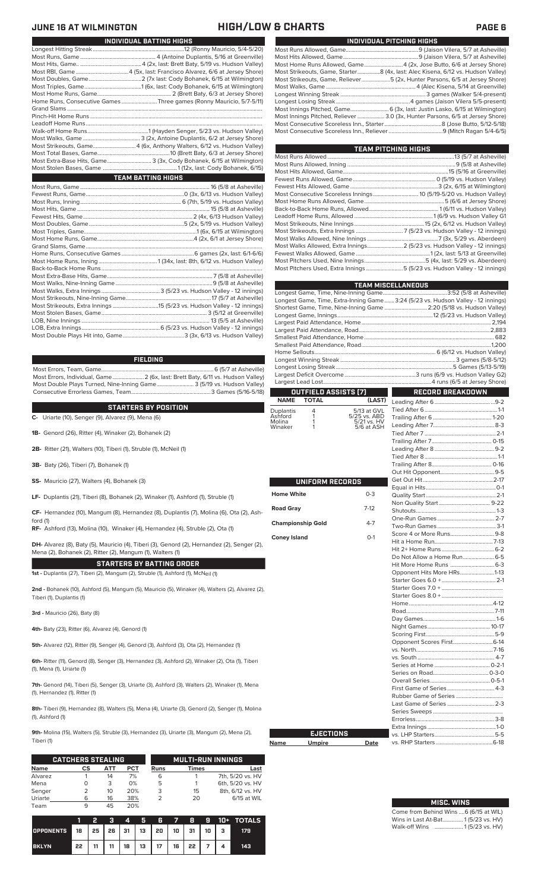# JUNE 16 AT WILMINGTON — HIGH/LOW & CHARTS

## INDIVIDUAL BATTING HIGHS

| | |
|---|---|
| Longest Hitting Streak | 12 (Ronny Mauricio, 5/4-5/20) |
| Most Runs, Game | 4 (Antoine Duplantis, 5/16 at Greenville) |
| Most Hits, Game | 4 (2x, last: Brett Baty, 5/19 vs. Hudson Valley) |
| Most RBI, Game | 4 (5x, last: Francisco Alvarez, 6/6 at Jersey Shore) |
| Most Doubles, Game | 2 (7x last: Cody Bohanek, 6/15 at Wilmington) |
| Most Triples, Game | 1 (6x, last: Cody Bohanek, 6/15 at Wilmington) |
| Most Home Runs, Game | 2 (Brett Baty, 6/3 at Jersey Shore) |
| Home Runs, Consecutive Games | Three games (Ronny Mauricio, 5/7-5/11) |
| Grand Slams | |
| Pinch-Hit Home Runs | |
| Leadoff Home Runs | |
| Walk-off Home Runs | 1 (Hayden Senger, 5/23 vs. Hudson Valley) |
| Most Walks, Game | 3 (2x, Antoine Duplantis, 6/2 at Jersey Shore) |
| Most Strikeouts, Game | 4 (6x, Anthony Walters, 6/12 vs. Hudson Valley) |
| Most Total Bases, Game | 10 (Brett Baty, 6/3 at Jersey Shore) |
| Most Extra-Base Hits, Game | 3 (3x, Cody Bohanek, 6/15 at Wilmington) |
| Most Stolen Bases, Game | 1 (12x, last: Cody Bohanek, 6/15) |

## TEAM BATTING HIGHS

| | |
|---|---|
| Most Runs, Game | 16 (5/8 at Asheville) |
| Fewest Runs, Game | 0 (3x, 6/13 vs. Hudson Valley) |
| Most Runs, Inning | 6 (7th, 5/19 vs. Hudson Valley) |
| Most Hits, Game | 15 (5/8 at Asheville) |
| Fewest Hits, Game | 2 (4x, 6/13 vs. Hudson Valley) |
| Most Doubles, Game | 5 (2x, 5/19 vs. Hudson Valley) |
| Most Triples, Game | 1 (6x, 6/15 at Wilmington) |
| Most Home Runs, Game | 4 (2x, 6/1 at Jersey Shore) |
| Grand Slams, Game | |
| Home Runs, Consecutive Games | 6 games (2x, last: 6/1-6/6) |
| Most Home Runs, Inning | 1 (34x, last: 8th, 6/12 vs. Hudson Valley) |
| Back-to-Back Home Runs | |
| Most Extra-Base Hits, Game | 7 (5/8 at Asheville) |
| Most Walks, Nine-Inning Game | 9 (5/8 at Asheville) |
| Most Walks, Extra Innings | 3 (5/23 vs. Hudson Valley - 12 innings) |
| Most Strikeouts, Nine-Inning Game | 17 (5/7 at Asheville) |
| Most Strikeouts, Extra Innings | 15 (5/23 vs. Hudson Valley - 12 innings) |
| Most Stolen Bases, Game | 3 (5/12 at Greenville) |
| LOB, Nine Innings | 13 (5/5 at Asheville) |
| LOB, Extra Innings | 6 (5/23 vs. Hudson Valley - 12 innings) |
| Most Double Plays Hit into, Game | 3 (3x, 6/13 vs. Hudson Valley) |

## FIELDING

| | |
|---|---|
| Most Errors, Team, Game | 6 (5/7 at Asheville) |
| Most Errors, Individual, Game | 2 (6x, last: Brett Baty, 6/11 vs. Hudson Valley) |
| Most Double Plays Turned, Nine-Inning Game | 3 (5/19 vs. Hudson Valley) |
| Consecutive Errorless Games, Team | 3 Games (5/16-5/18) |

## STARTERS BY POSITION

**C-** Uriarte (10), Senger (9), Alvarez (9), Mena (6)

**1B-** Genord (26), Ritter (4), Winaker (2), Bohanek (2)

**2B-** Ritter (21), Walters (10), Tiberi (1), Struble (1), McNeil (1)

**3B-** Baty (26), Tiberi (7), Bohanek (1)

**SS-** Mauricio (27), Walters (4), Bohanek (3)

**LF-** Duplantis (21), Tiberi (8), Bohanek (2), Winaker (1), Ashford (1), Struble (1)

**CF-** Hernandez (10), Mangum (8), Hernandez (8), Duplantis (7), Molina (6), Ota (2), Ashford (1)

**RF-** Ashford (13), Molina (10), Winaker (4), Hernandez (4), Struble (2), Ota (1)

**DH-** Alvarez (8), Baty (5), Mauricio (4), Tiberi (3), Genord (2), Hernandez (2), Senger (2), Mena (2), Bohanek (2), Ritter (2), Mangum (1), Walters (1)

## STARTERS BY BATTING ORDER

**1st -** Duplantis (27), Tiberi (2), Mangum (2), Struble (1), Ashford (1), McNeil (1)

**2nd -** Bohanek (10), Ashford (5), Mangum (5), Mauricio (5), Winaker (4), Walters (2), Alvarez (2), Tiberi (1), Duplantis (1)

**3rd -** Mauricio (26), Baty (8)

**4th-** Baty (23), Ritter (6), Alvarez (4), Genord (1)

**5th-** Alvarez (12), Ritter (9), Senger (4), Genord (3), Ashford (3), Ota (2), Hernandez (1)

**6th-** Ritter (11), Genord (8), Senger (3), Hernandez (3), Ashford (3), Winaker (2), Ota (1), Tiberi (1), Mena (1), Uriarte (1)

**7th-** Genord (14), Tiberi (5), Senger (3), Uriarte (3), Ashford (3), Walters (2), Winaker (1), Mena (1), Hernandez (1), Ritter (1)

**8th-** Tiberi (9), Hernandez (8), Walters (5), Mena (4), Uriarte (3), Genord (3), Senger (1), Molina (1), Ashford (1)

**9th-** Molina (15), Walters (5), Struble (3), Hernandez (3), Uriarte (3), Mangum (2), Mena (2), Tiberi (1)

## CATCHERS STEALING

| Name | CS | ATT | PCT |
|---|---|---|---|
| Alvarez | 1 | 14 | 7% |
| Mena | 0 | 3 | 0% |
| Senger | 2 | 10 | 20% |
| Uriarte | 6 | 16 | 38% |
| Team | 9 | 45 | 20% |

## MULTI-RUN INNINGS

| Runs | Times | Last |
|---|---|---|
| 6 | 1 | 7th, 5/20 vs. HV |
| 5 | 1 | 6th, 5/20 vs. HV |
| 3 | 15 | 8th, 6/12 vs. HV |
| 2 | 20 | 6/15 at WIL |

| | 1 | 2 | 3 | 4 | 5 | 6 | 7 | 8 | 9 | 10+ | TOTALS |
|---|---|---|---|---|---|---|---|---|---|---|---|
| OPPONENTS | 18 | 25 | 26 | 31 | 13 | 20 | 10 | 31 | 10 | 3 | 179 |
| BKLYN | 22 | 11 | 11 | 18 | 13 | 17 | 16 | 22 | 7 | 4 | 143 |

## INDIVIDUAL PITCHING HIGHS

| | |
|---|---|
| Most Runs Allowed, Game | 9 (Jaison Vilera, 5/7 at Asheville) |
| Most Hits Allowed, Game | 9 (Jaison Vilera, 5/7 at Asheville) |
| Most Home Runs Allowed, Game | 4 (2x, Jose Butto, 6/6 at Jersey Shore) |
| Most Strikeouts, Game, Starter | 8 (4x, last: Alec Kisena, 6/12 vs. Hudson Valley) |
| Most Strikeouts, Game, Reliever | 5 (2x, Hunter Parsons, 6/5 at Jersey Shore) |
| Most Walks, Game | 4 (Alec Kisena, 5/14 at Greenville) |
| Longest Winning Streak | 3 games (Walker 5/4-present) |
| Longest Losing Streak | 4 games (Jaison Vilera 5/5-present) |
| Most Innings Pitched, Game | 6 (3x, last: Justin Lasko, 6/15 at Wilmington) |
| Most Innings Pitched, Reliever | 3.0 (3x, Hunter Parsons, 6/5 at Jersey Shore) |
| Most Consecutive Scoreless Inn., Starter | 8 (Jose Butto, 5/12-5/18) |
| Most Consecutive Scoreless Inn., Reliever | 9 (Mitch Ragan 5/4-6/5) |

## TEAM PITCHING HIGHS

| | |
|---|---|
| Most Runs Allowed | 13 (5/7 at Asheville) |
| Most Runs Allowed, Inning | 9 (5/8 at Asheville) |
| Most Hits Allowed, Game | 15 (5/16 at Greenville) |
| Fewest Runs Allowed, Game | 0 (5/19 vs. Hudson Valley) |
| Fewest Hits Allowed, Game | 3 (2x, 6/15 at Wilmington) |
| Most Consecutive Scoreless Innings | 10 (5/19-5/20 vs. Hudson Valley) |
| Most Home Runs Allowed, Game | 5 (6/6 at Jersey Shore) |
| Back-to-Back Home Runs, Allowed | 1 (6/11 vs. Hudson Valley) |
| Leadoff Home Runs, Allowed | 1 (6/9 vs. Hudson Valley G1 |
| Most Strikeouts, Nine Innings | 15 (2x, 6/12 vs. Hudson Valley) |
| Most Strikeouts, Extra Innings | 7 (5/23 vs. Hudson Valley - 12 innings) |
| Most Walks Allowed, Nine Innings | 7 (3x, 5/29 vs. Aberdeen) |
| Most Walks Allowed, Extra Innings | 2 (5/23 vs. Hudson Valley - 12 innings) |
| Fewest Walks Allowed, Game | 1 (2x, last: 5/13 at Greenville) |
| Most Pitchers Used, Nine Innings | 5 (4x, last: 5/29 vs. Aberdeen) |
| Most Pitchers Used, Extra Innings | 5 (5/23 vs. Hudson Valley - 12 innings) |

## TEAM MISCELLANEOUS

| | |
|---|---|
| Longest Game, Time, Nine-Inning Game | 3:52 (5/8 at Asheville) |
| Longest Game, Time, Extra-Inning Game | 3:24 (5/23 vs. Hudson Valley - 12 innings) |
| Shortest Game, Time, Nine-Inning Game | 2:20 (5/18 vs. Hudson Valley) |
| Longest Game, Innings | 12 (5/23 vs. Hudson Valley) |
| Largest Paid Attendance, Home | 2,194 |
| Largest Paid Attendance, Road | 2,883 |
| Smallest Paid Attendance, Home | 682 |
| Smallest Paid Attendance, Road | 1,200 |
| Home Sellouts | 6 (6/12 vs. Hudson Valley) |
| Longest Winning Streak | 3 games (5/8-5/12) |
| Longest Losing Streak | 5 Games (5/13-5/19) |
| Largest Deficit Overcome | 3 runs (6/9 vs. Hudson Valley G2) |
| Largest Lead Lost | 4 runs (6/5 at Jersey Shore) |

## OUTFIELD ASSISTS (7)

| NAME | TOTAL | (LAST) |
|---|---|---|
| Duplantis | 4 | 5/13 at GVL |
| Ashford | 1 | 5/25 vs. ABD |
| Molina | 1 | 5/21 vs. HV |
| Winaker | 1 | 5/6 at ASH |

## UNIFORM RECORDS

| | |
|---|---|
| Home White | 0-3 |
| Road Gray | 7-12 |
| Championship Gold | 4-7 |
| Coney Island | 0-1 |

## EJECTIONS

| Name | Umpire | Date |
|---|---|---|

## RECORD BREAKDOWN

| | |
|---|---|
| Leading After 6 | 9-2 |
| Tied After 6 | 1-1 |
| Trailing After 6 | 1-20 |
| Leading After 7 | 8-3 |
| Tied After 7 | 2-1 |
| Trailing After 7 | 0-15 |
| Leading After 8 | 9-2 |
| Tied After 8 | 1-1 |
| Trailing After 8 | 0-16 |
| Out Hit Opponent | 9-5 |
| Get Out Hit | 2-17 |
| Equal in Hits | 0-1 |
| Quality Start | 2-1 |
| Non Quality Start | 9-22 |
| Shutouts | 1-3 |
| One-Run Games | 2-7 |
| Two-Run Games | 3-1 |
| Score 4 or More Runs | 9-8 |
| Hit a Home Run | 7-13 |
| Hit 2+ Home Runs | 2-8 |
| Do Not Allow a Home Run | 6-5 |
| Hit More Home Runs | 6-3 |
| Opponent Hits More HRs | 1-13 |
| Starter Goes 6.0 + | 2-1 |
| Starter Goes 7.0 + | |
| Starter Goes 8.0 + | |
| Home | 4-12 |
| Road | 7-11 |
| Day Games | 1-6 |
| Night Games | 10-17 |
| Scoring First | 5-9 |
| Opponent Scores First | 6-14 |
| vs. North | 7-16 |
| vs. South | 4-7 |
| Series at Home | 0-2-1 |
| Series on Road | 0-3-0 |
| Overall Series | 0-5-1 |
| First Game of Series | 4-3 |
| Rubber Game of Series | |
| Last Game of Series | 2-3 |
| Series Sweeps | |
| Errorless | 3-8 |
| Extra Innings | 1-0 |
| vs. LHP Starters | 5-5 |
| vs. RHP Starters | 6-18 |

## MISC. WINS

| | |
|---|---|
| Come from Behind Wins | 6 (6/15 at WIL) |
| Wins in Last At-Bat | 1 (5/23 vs. HV) |
| Walk-off Wins | 1 (5/23 vs. HV) |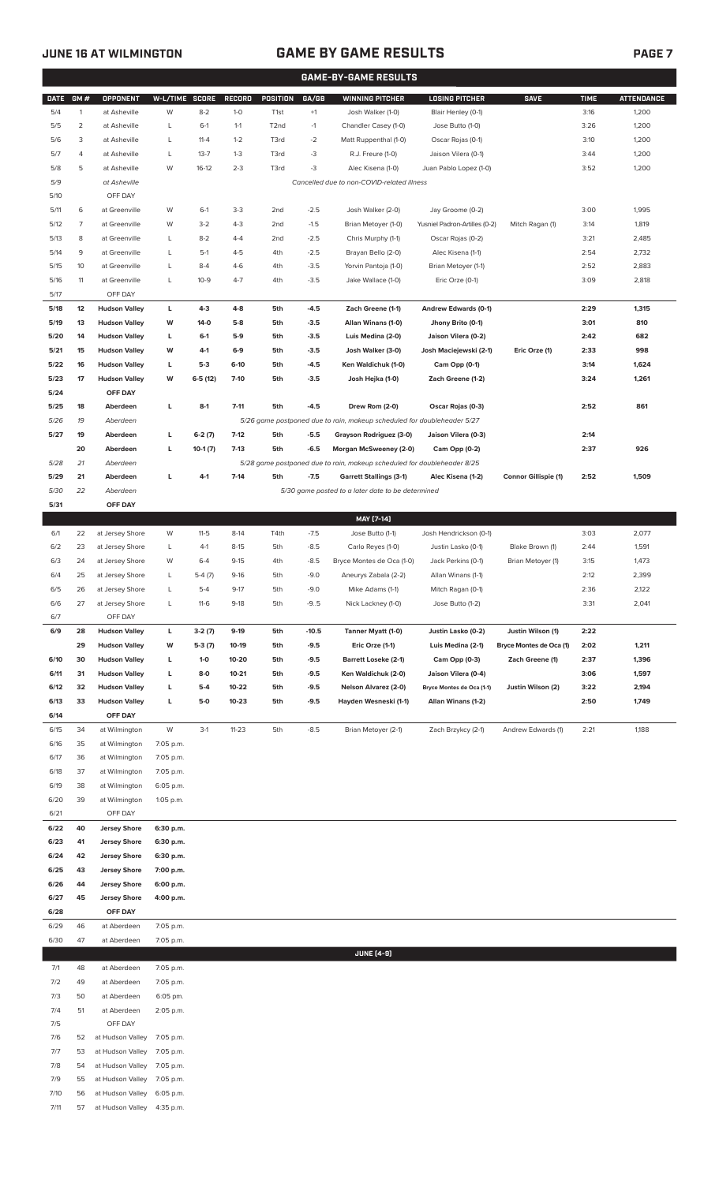## JUNE 16 AT WILMINGTON

# GAME BY GAME RESULTS

### GAME-BY-GAME RESULTS

| DATE | GM # | OPPONENT | W-L/TIME | SCORE | RECORD | POSITION | GA/GB | WINNING PITCHER | LOSING PITCHER | SAVE | TIME | ATTENDANCE |
|---|---|---|---|---|---|---|---|---|---|---|---|---|
| 5/4 | 1 | at Asheville | W | 8-2 | 1-0 | T1st | +1 | Josh Walker (1-0) | Blair Henley (0-1) | | 3:16 | 1,200 |
| 5/5 | 2 | at Asheville | L | 6-1 | 1-1 | T2nd | -1 | Chandler Casey (1-0) | Jose Butto (1-0) | | 3:26 | 1,200 |
| 5/6 | 3 | at Asheville | L | 11-4 | 1-2 | T3rd | -2 | Matt Ruppenthal (1-0) | Oscar Rojas (0-1) | | 3:10 | 1,200 |
| 5/7 | 4 | at Asheville | L | 13-7 | 1-3 | T3rd | -3 | R.J. Freure (1-0) | Jaison Vilera (0-1) | | 3:44 | 1,200 |
| 5/8 | 5 | at Asheville | W | 16-12 | 2-3 | T3rd | -3 | Alec Kisena (1-0) | Juan Pablo Lopez (1-0) | | 3:52 | 1,200 |
| 5/9 | | at Asheville | | | | | | *Cancelled due to non-COVID-related illness* | | | | |
| 5/10 | | OFF DAY | | | | | | | | | | |
| 5/11 | 6 | at Greenville | W | 6-1 | 3-3 | 2nd | -2.5 | Josh Walker (2-0) | Jay Groome (0-2) | | 3:00 | 1,995 |
| 5/12 | 7 | at Greenville | W | 3-2 | 4-3 | 2nd | -1.5 | Brian Metoyer (1-0) | Yusniel Padron-Artilles (0-2) | Mitch Ragan (1) | 3:14 | 1,819 |
| 5/13 | 8 | at Greenville | L | 8-2 | 4-4 | 2nd | -2.5 | Chris Murphy (1-1) | Oscar Rojas (0-2) | | 3:21 | 2,485 |
| 5/14 | 9 | at Greenville | L | 5-1 | 4-5 | 4th | -2.5 | Brayan Bello (2-0) | Alec Kisena (1-1) | | 2:54 | 2,732 |
| 5/15 | 10 | at Greenville | L | 8-4 | 4-6 | 4th | -3.5 | Yorvin Pantoja (1-0) | Brian Metoyer (1-1) | | 2:52 | 2,883 |
| 5/16 | 11 | at Greenville | L | 10-9 | 4-7 | 4th | -3.5 | Jake Wallace (1-0) | Eric Orze (0-1) | | 3:09 | 2,818 |
| 5/17 | | OFF DAY | | | | | | | | | | |
| **5/18** | **12** | **Hudson Valley** | **L** | **4-3** | **4-8** | **5th** | **-4.5** | **Zach Greene (1-1)** | **Andrew Edwards (0-1)** | | **2:29** | **1,315** |
| **5/19** | **13** | **Hudson Valley** | **W** | **14-0** | **5-8** | **5th** | **-3.5** | **Allan Winans (1-0)** | **Jhony Brito (0-1)** | | **3:01** | **810** |
| **5/20** | **14** | **Hudson Valley** | **L** | **6-1** | **5-9** | **5th** | **-3.5** | **Luis Medina (2-0)** | **Jaison Vilera (0-2)** | | **2:42** | **682** |
| **5/21** | **15** | **Hudson Valley** | **W** | **4-1** | **6-9** | **5th** | **-3.5** | **Josh Walker (3-0)** | **Josh Maciejewski (2-1)** | **Eric Orze (1)** | **2:33** | **998** |
| **5/22** | **16** | **Hudson Valley** | **L** | **5-3** | **6-10** | **5th** | **-4.5** | **Ken Waldichuk (1-0)** | **Cam Opp (0-1)** | | **3:14** | **1,624** |
| **5/23** | **17** | **Hudson Valley** | **W** | **6-5 (12)** | **7-10** | **5th** | **-3.5** | **Josh Hejka (1-0)** | **Zach Greene (1-2)** | | **3:24** | **1,261** |
| **5/24** | | **OFF DAY** | | | | | | | | | | |
| **5/25** | **18** | **Aberdeen** | **L** | **8-1** | **7-11** | **5th** | **-4.5** | **Drew Rom (2-0)** | **Oscar Rojas (0-3)** | | **2:52** | **861** |
| *5/26* | *19* | *Aberdeen* | | | | | | *5/26 game postponed due to rain, makeup scheduled for doubleheader 5/27* | | | | |
| **5/27** | **19** | **Aberdeen** | **L** | **6-2 (7)** | **7-12** | **5th** | **-5.5** | **Grayson Rodriguez (3-0)** | **Jaison Vilera (0-3)** | | **2:14** | |
| | **20** | **Aberdeen** | **L** | **10-1 (7)** | **7-13** | **5th** | **-6.5** | **Morgan McSweeney (2-0)** | **Cam Opp (0-2)** | | **2:37** | **926** |
| *5/28* | *21* | *Aberdeen* | | | | | | *5/28 game postponed due to rain, makeup scheduled for doubleheader 8/25* | | | | |
| **5/29** | **21** | **Aberdeen** | **L** | **4-1** | **7-14** | **5th** | **-7.5** | **Garrett Stallings (3-1)** | **Alec Kisena (1-2)** | **Connor Gillispie (1)** | **2:52** | **1,509** |
| *5/30* | *22* | *Aberdeen* | | | | | | *5/30 game posted to a later date to be determined* | | | | |
| **5/31** | | **OFF DAY** | | | | | | | | | | |
| | | | | | | | | **MAY [7-14]** | | | | |
| 6/1 | 22 | at Jersey Shore | W | 11-5 | 8-14 | T4th | -7.5 | Jose Butto (1-1) | Josh Hendrickson (0-1) | | 3:03 | 2,077 |
| 6/2 | 23 | at Jersey Shore | L | 4-1 | 8-15 | 5th | -8.5 | Carlo Reyes (1-0) | Justin Lasko (0-1) | Blake Brown (1) | 2:44 | 1,591 |
| 6/3 | 24 | at Jersey Shore | W | 6-4 | 9-15 | 4th | -8.5 | Bryce Montes de Oca (1-0) | Jack Perkins (0-1) | Brian Metoyer (1) | 3:15 | 1,473 |
| 6/4 | 25 | at Jersey Shore | L | 5-4 (7) | 9-16 | 5th | -9.0 | Aneurys Zabala (2-2) | Allan Winans (1-1) | | 2:12 | 2,399 |
| 6/5 | 26 | at Jersey Shore | L | 5-4 | 9-17 | 5th | -9.0 | Mike Adams (1-1) | Mitch Ragan (0-1) | | 2:36 | 2,122 |
| 6/6 | 27 | at Jersey Shore | L | 11-6 | 9-18 | 5th | -9..5 | Nick Lackney (1-0) | Jose Butto (1-2) | | 3:31 | 2,041 |
| 6/7 | | OFF DAY | | | | | | | | | | |
| **6/9** | **28** | **Hudson Valley** | **L** | **3-2 (7)** | **9-19** | **5th** | **-10.5** | **Tanner Myatt (1-0)** | **Justin Lasko (0-2)** | **Justin Wilson (1)** | **2:22** | |
| | **29** | **Hudson Valley** | **W** | **5-3 (7)** | **10-19** | **5th** | **-9.5** | **Eric Orze (1-1)** | **Luis Medina (2-1)** | **Bryce Montes de Oca (1)** | **2:02** | **1,211** |
| **6/10** | **30** | **Hudson Valley** | **L** | **1-0** | **10-20** | **5th** | **-9.5** | **Barrett Loseke (2-1)** | **Cam Opp (0-3)** | **Zach Greene (1)** | **2:37** | **1,396** |
| **6/11** | **31** | **Hudson Valley** | **L** | **8-0** | **10-21** | **5th** | **-9.5** | **Ken Waldichuk (2-0)** | **Jaison Vilera (0-4)** | | **3:06** | **1,597** |
| **6/12** | **32** | **Hudson Valley** | **L** | **5-4** | **10-22** | **5th** | **-9.5** | **Nelson Alvarez (2-0)** | **Bryce Montes de Oca (1-1)** | **Justin Wilson (2)** | **3:22** | **2,194** |
| **6/13** | **33** | **Hudson Valley** | **L** | **5-0** | **10-23** | **5th** | **-9.5** | **Hayden Wesneski (1-1)** | **Allan Winans (1-2)** | | **2:50** | **1,749** |
| **6/14** | | **OFF DAY** | | | | | | | | | | |
| 6/15 | 34 | at Wilmington | W | 3-1 | 11-23 | 5th | -8.5 | Brian Metoyer (2-1) | Zach Brzykcy (2-1) | Andrew Edwards (1) | 2:21 | 1,188 |
| 6/16 | 35 | at Wilmington | 7:05 p.m. | | | | | | | | | |
| 6/17 | 36 | at Wilmington | 7:05 p.m. | | | | | | | | | |
| 6/18 | 37 | at Wilmington | 7:05 p.m. | | | | | | | | | |
| 6/19 | 38 | at Wilmington | 6:05 p.m. | | | | | | | | | |
| 6/20 | 39 | at Wilmington | 1:05 p.m. | | | | | | | | | |
| 6/21 | | OFF DAY | | | | | | | | | | |
| **6/22** | **40** | **Jersey Shore** | **6:30 p.m.** | | | | | | | | | |
| **6/23** | **41** | **Jersey Shore** | **6:30 p.m.** | | | | | | | | | |
| **6/24** | **42** | **Jersey Shore** | **6:30 p.m.** | | | | | | | | | |
| **6/25** | **43** | **Jersey Shore** | **7:00 p.m.** | | | | | | | | | |
| **6/26** | **44** | **Jersey Shore** | **6:00 p.m.** | | | | | | | | | |
| **6/27** | **45** | **Jersey Shore** | **4:00 p.m.** | | | | | | | | | |
| **6/28** | | **OFF DAY** | | | | | | | | | | |
| 6/29 | 46 | at Aberdeen | 7:05 p.m. | | | | | | | | | |
| 6/30 | 47 | at Aberdeen | 7:05 p.m. | | | | | | | | | |
| | | | | | | | | **JUNE [4-9]** | | | | |
| 7/1 | 48 | at Aberdeen | 7:05 p.m. | | | | | | | | | |
| 7/2 | 49 | at Aberdeen | 7:05 p.m. | | | | | | | | | |
| 7/3 | 50 | at Aberdeen | 6:05 pm. | | | | | | | | | |
| 7/4 | 51 | at Aberdeen | 2:05 p.m. | | | | | | | | | |
| 7/5 | | OFF DAY | | | | | | | | | | |
| 7/6 | 52 | at Hudson Valley | 7:05 p.m. | | | | | | | | | |
| 7/7 | 53 | at Hudson Valley | 7:05 p.m. | | | | | | | | | |
| 7/8 | 54 | at Hudson Valley | 7:05 p.m. | | | | | | | | | |
| 7/9 | 55 | at Hudson Valley | 7:05 p.m. | | | | | | | | | |
| 7/10 | 56 | at Hudson Valley | 6:05 p.m. | | | | | | | | | |
| 7/11 | 57 | at Hudson Valley | 4:35 p.m. | | | | | | | | | |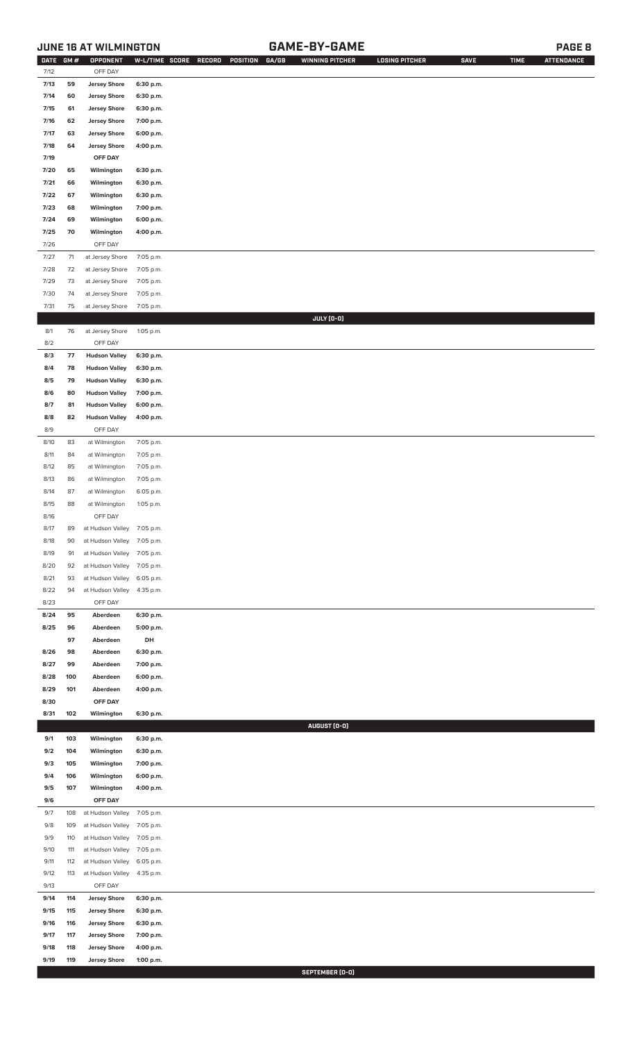## JUNE 16 AT WILMINGTON — GAME-BY-GAME

| DATE | GM # | OPPONENT | W-L/TIME | SCORE | RECORD | POSITION | GA/GB | WINNING PITCHER | LOSING PITCHER | SAVE | TIME | ATTENDANCE |
|---|---|---|---|---|---|---|---|---|---|---|---|---|
| 7/12 | | OFF DAY | | | | | | | | | | |
| 7/13 | 59 | Jersey Shore | 6:30 p.m. | | | | | | | | | |
| 7/14 | 60 | Jersey Shore | 6:30 p.m. | | | | | | | | | |
| 7/15 | 61 | Jersey Shore | 6:30 p.m. | | | | | | | | | |
| 7/16 | 62 | Jersey Shore | 7:00 p.m. | | | | | | | | | |
| 7/17 | 63 | Jersey Shore | 6:00 p.m. | | | | | | | | | |
| 7/18 | 64 | Jersey Shore | 4:00 p.m. | | | | | | | | | |
| 7/19 | | OFF DAY | | | | | | | | | | |
| 7/20 | 65 | Wilmington | 6:30 p.m. | | | | | | | | | |
| 7/21 | 66 | Wilmington | 6:30 p.m. | | | | | | | | | |
| 7/22 | 67 | Wilmington | 6:30 p.m. | | | | | | | | | |
| 7/23 | 68 | Wilmington | 7:00 p.m. | | | | | | | | | |
| 7/24 | 69 | Wilmington | 6:00 p.m. | | | | | | | | | |
| 7/25 | 70 | Wilmington | 4:00 p.m. | | | | | | | | | |
| 7/26 | | OFF DAY | | | | | | | | | | |
| 7/27 | 71 | at Jersey Shore | 7:05 p.m. | | | | | | | | | |
| 7/28 | 72 | at Jersey Shore | 7:05 p.m. | | | | | | | | | |
| 7/29 | 73 | at Jersey Shore | 7:05 p.m. | | | | | | | | | |
| 7/30 | 74 | at Jersey Shore | 7:05 p.m. | | | | | | | | | |
| 7/31 | 75 | at Jersey Shore | 7:05 p.m. | | | | | | | | | |
| | | | | | | | | **JULY (0-0)** | | | | |
| 8/1 | 76 | at Jersey Shore | 1:05 p.m. | | | | | | | | | |
| 8/2 | | OFF DAY | | | | | | | | | | |
| 8/3 | 77 | Hudson Valley | 6:30 p.m. | | | | | | | | | |
| 8/4 | 78 | Hudson Valley | 6:30 p.m. | | | | | | | | | |
| 8/5 | 79 | Hudson Valley | 6:30 p.m. | | | | | | | | | |
| 8/6 | 80 | Hudson Valley | 7:00 p.m. | | | | | | | | | |
| 8/7 | 81 | Hudson Valley | 6:00 p.m. | | | | | | | | | |
| 8/8 | 82 | Hudson Valley | 4:00 p.m. | | | | | | | | | |
| 8/9 | | OFF DAY | | | | | | | | | | |
| 8/10 | 83 | at Wilmington | 7:05 p.m. | | | | | | | | | |
| 8/11 | 84 | at Wilmington | 7:05 p.m. | | | | | | | | | |
| 8/12 | 85 | at Wilmington | 7:05 p.m. | | | | | | | | | |
| 8/13 | 86 | at Wilmington | 7:05 p.m. | | | | | | | | | |
| 8/14 | 87 | at Wilmington | 6:05 p.m. | | | | | | | | | |
| 8/15 | 88 | at Wilmington | 1:05 p.m. | | | | | | | | | |
| 8/16 | | OFF DAY | | | | | | | | | | |
| 8/17 | 89 | at Hudson Valley | 7:05 p.m. | | | | | | | | | |
| 8/18 | 90 | at Hudson Valley | 7:05 p.m. | | | | | | | | | |
| 8/19 | 91 | at Hudson Valley | 7:05 p.m. | | | | | | | | | |
| 8/20 | 92 | at Hudson Valley | 7:05 p.m. | | | | | | | | | |
| 8/21 | 93 | at Hudson Valley | 6:05 p.m. | | | | | | | | | |
| 8/22 | 94 | at Hudson Valley | 4:35 p.m. | | | | | | | | | |
| 8/23 | | OFF DAY | | | | | | | | | | |
| 8/24 | 95 | Aberdeen | 6:30 p.m. | | | | | | | | | |
| 8/25 | 96 | Aberdeen | 5:00 p.m. | | | | | | | | | |
| | 97 | Aberdeen | DH | | | | | | | | | |
| 8/26 | 98 | Aberdeen | 6:30 p.m. | | | | | | | | | |
| 8/27 | 99 | Aberdeen | 7:00 p.m. | | | | | | | | | |
| 8/28 | 100 | Aberdeen | 6:00 p.m. | | | | | | | | | |
| 8/29 | 101 | Aberdeen | 4:00 p.m. | | | | | | | | | |
| 8/30 | | OFF DAY | | | | | | | | | | |
| 8/31 | 102 | Wilmington | 6:30 p.m. | | | | | | | | | |
| | | | | | | | | **AUGUST (0-0)** | | | | |
| 9/1 | 103 | Wilmington | 6:30 p.m. | | | | | | | | | |
| 9/2 | 104 | Wilmington | 6:30 p.m. | | | | | | | | | |
| 9/3 | 105 | Wilmington | 7:00 p.m. | | | | | | | | | |
| 9/4 | 106 | Wilmington | 6:00 p.m. | | | | | | | | | |
| 9/5 | 107 | Wilmington | 4:00 p.m. | | | | | | | | | |
| 9/6 | | OFF DAY | | | | | | | | | | |
| 9/7 | 108 | at Hudson Valley | 7:05 p.m. | | | | | | | | | |
| 9/8 | 109 | at Hudson Valley | 7:05 p.m. | | | | | | | | | |
| 9/9 | 110 | at Hudson Valley | 7:05 p.m. | | | | | | | | | |
| 9/10 | 111 | at Hudson Valley | 7:05 p.m. | | | | | | | | | |
| 9/11 | 112 | at Hudson Valley | 6:05 p.m. | | | | | | | | | |
| 9/12 | 113 | at Hudson Valley | 4:35 p.m. | | | | | | | | | |
| 9/13 | | OFF DAY | | | | | | | | | | |
| 9/14 | 114 | Jersey Shore | 6:30 p.m. | | | | | | | | | |
| 9/15 | 115 | Jersey Shore | 6:30 p.m. | | | | | | | | | |
| 9/16 | 116 | Jersey Shore | 6:30 p.m. | | | | | | | | | |
| 9/17 | 117 | Jersey Shore | 7:00 p.m. | | | | | | | | | |
| 9/18 | 118 | Jersey Shore | 4:00 p.m. | | | | | | | | | |
| 9/19 | 119 | Jersey Shore | 1:00 p.m. | | | | | | | | | |
| | | | | | | | | **SEPTEMBER (0-0)** | | | | |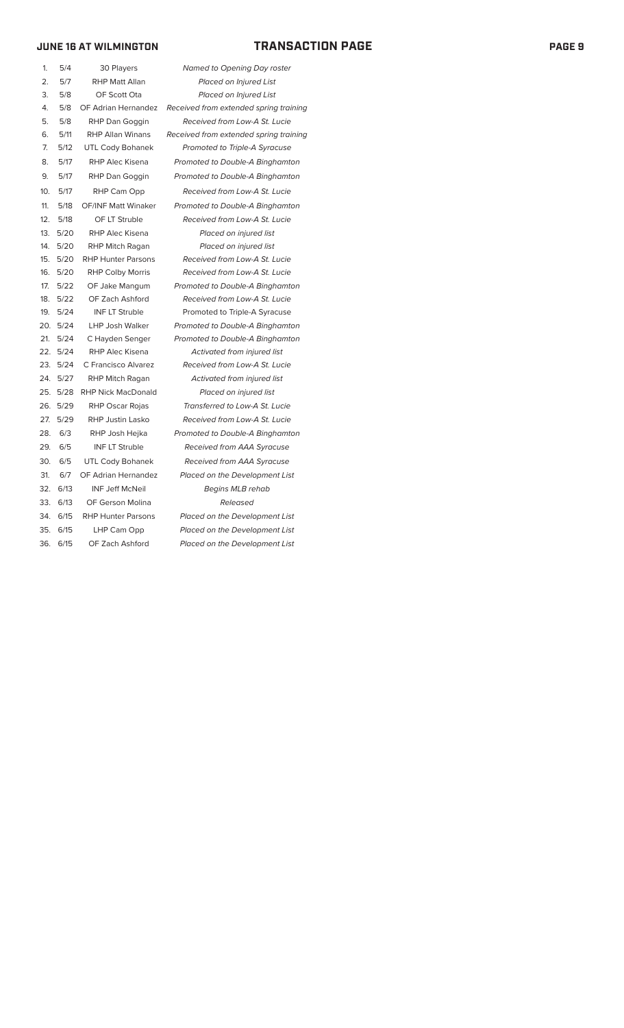## TRANSACTION PAGE

| | | | |
|---|---|---|---|
| 1. | 5/4 | 30 Players | *Named to Opening Day roster* |
| 2. | 5/7 | RHP Matt Allan | *Placed on Injured List* |
| 3. | 5/8 | OF Scott Ota | *Placed on Injured List* |
| 4. | 5/8 | OF Adrian Hernandez | *Received from extended spring training* |
| 5. | 5/8 | RHP Dan Goggin | *Received from Low-A St. Lucie* |
| 6. | 5/11 | RHP Allan Winans | *Received from extended spring training* |
| 7. | 5/12 | UTL Cody Bohanek | *Promoted to Triple-A Syracuse* |
| 8. | 5/17 | RHP Alec Kisena | *Promoted to Double-A Binghamton* |
| 9. | 5/17 | RHP Dan Goggin | *Promoted to Double-A Binghamton* |
| 10. | 5/17 | RHP Cam Opp | *Received from Low-A St. Lucie* |
| 11. | 5/18 | OF/INF Matt Winaker | *Promoted to Double-A Binghamton* |
| 12. | 5/18 | OF LT Struble | *Received from Low-A St. Lucie* |
| 13. | 5/20 | RHP Alec Kisena | *Placed on injured list* |
| 14. | 5/20 | RHP Mitch Ragan | *Placed on injured list* |
| 15. | 5/20 | RHP Hunter Parsons | *Received from Low-A St. Lucie* |
| 16. | 5/20 | RHP Colby Morris | *Received from Low-A St. Lucie* |
| 17. | 5/22 | OF Jake Mangum | *Promoted to Double-A Binghamton* |
| 18. | 5/22 | OF Zach Ashford | *Received from Low-A St. Lucie* |
| 19. | 5/24 | INF LT Struble | Promoted to Triple-A Syracuse |
| 20. | 5/24 | LHP Josh Walker | *Promoted to Double-A Binghamton* |
| 21. | 5/24 | C Hayden Senger | *Promoted to Double-A Binghamton* |
| 22. | 5/24 | RHP Alec Kisena | *Activated from injured list* |
| 23. | 5/24 | C Francisco Alvarez | *Received from Low-A St. Lucie* |
| 24. | 5/27 | RHP Mitch Ragan | *Activated from injured list* |
| 25. | 5/28 | RHP Nick MacDonald | *Placed on injured list* |
| 26. | 5/29 | RHP Oscar Rojas | *Transferred to Low-A St. Lucie* |
| 27. | 5/29 | RHP Justin Lasko | *Received from Low-A St. Lucie* |
| 28. | 6/3 | RHP Josh Hejka | *Promoted to Double-A Binghamton* |
| 29. | 6/5 | INF LT Struble | *Received from AAA Syracuse* |
| 30. | 6/5 | UTL Cody Bohanek | *Received from AAA Syracuse* |
| 31. | 6/7 | OF Adrian Hernandez | *Placed on the Development List* |
| 32. | 6/13 | INF Jeff McNeil | *Begins MLB rehab* |
| 33. | 6/13 | OF Gerson Molina | *Released* |
| 34. | 6/15 | RHP Hunter Parsons | *Placed on the Development List* |
| 35. | 6/15 | LHP Cam Opp | *Placed on the Development List* |
| 36. | 6/15 | OF Zach Ashford | *Placed on the Development List* |